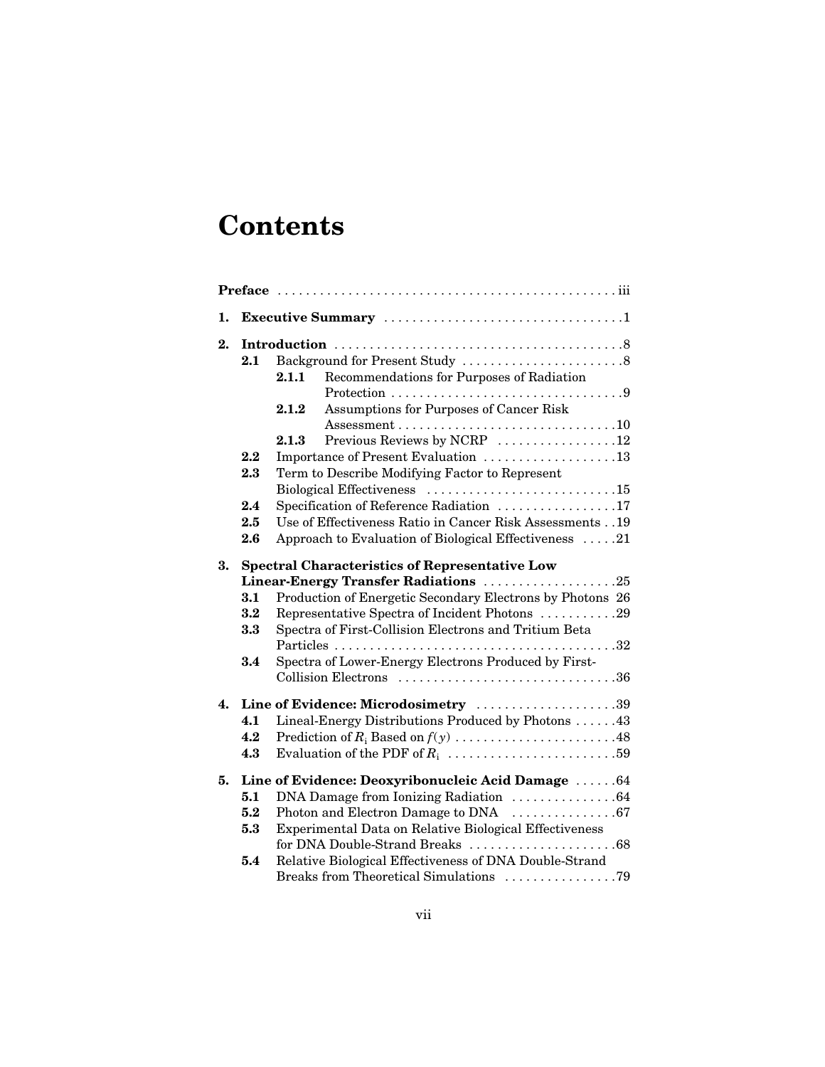# Contents

**Preface** . . . . . . . . . . . . . . . . . . . . . . . . . . . . . . . . . . . . . . . . . . . . . . . iii

**1. Executive Summary** . . . . . . . . . . . . . . . . . . . . . . . . . . . . . . . . . 1

**2. Introduction** . . . . . . . . . . . . . . . . . . . . . . . . . . . . . . . . . . . . . . . . 8

- **2.1** Background for Present Study . . . . . . . . . . . . . . . . . . . . . . 8
  - **2.1.1** Recommendations for Purposes of Radiation Protection . . . . . . . . . . . . . . . . . . . . . . . . . . . . . . . . 9
  - **2.1.2** Assumptions for Purposes of Cancer Risk Assessment . . . . . . . . . . . . . . . . . . . . . . . . . . . . . . . 10
  - **2.1.3** Previous Reviews by NCRP . . . . . . . . . . . . . . . . . 12
- **2.2** Importance of Present Evaluation . . . . . . . . . . . . . . . . . . . 13
- **2.3** Term to Describe Modifying Factor to Represent Biological Effectiveness . . . . . . . . . . . . . . . . . . . . . . . . . . . 15
- **2.4** Specification of Reference Radiation . . . . . . . . . . . . . . . . . 17
- **2.5** Use of Effectiveness Ratio in Cancer Risk Assessments . . 19
- **2.6** Approach to Evaluation of Biological Effectiveness . . . . . 21

**3. Spectral Characteristics of Representative Low Linear-Energy Transfer Radiations** . . . . . . . . . . . . . . . . . . . 25

- **3.1** Production of Energetic Secondary Electrons by Photons 26
- **3.2** Representative Spectra of Incident Photons . . . . . . . . . . . 29
- **3.3** Spectra of First-Collision Electrons and Tritium Beta Particles . . . . . . . . . . . . . . . . . . . . . . . . . . . . . . . . . . . . . . . 32
- **3.4** Spectra of Lower-Energy Electrons Produced by First-Collision Electrons . . . . . . . . . . . . . . . . . . . . . . . . . . . . . . 36

**4. Line of Evidence: Microdosimetry** . . . . . . . . . . . . . . . . . . . . 39

- **4.1** Lineal-Energy Distributions Produced by Photons . . . . . . 43
- **4.2** Prediction of $R_i$ Based on $f(y)$ . . . . . . . . . . . . . . . . . . . . . . 48
- **4.3** Evaluation of the PDF of $R_i$ . . . . . . . . . . . . . . . . . . . . . . . . 59

**5. Line of Evidence: Deoxyribonucleic Acid Damage** . . . . . . 64

- **5.1** DNA Damage from Ionizing Radiation . . . . . . . . . . . . . . . 64
- **5.2** Photon and Electron Damage to DNA . . . . . . . . . . . . . . . 67
- **5.3** Experimental Data on Relative Biological Effectiveness for DNA Double-Strand Breaks . . . . . . . . . . . . . . . . . . . . . 68
- **5.4** Relative Biological Effectiveness of DNA Double-Strand Breaks from Theoretical Simulations . . . . . . . . . . . . . . . . 79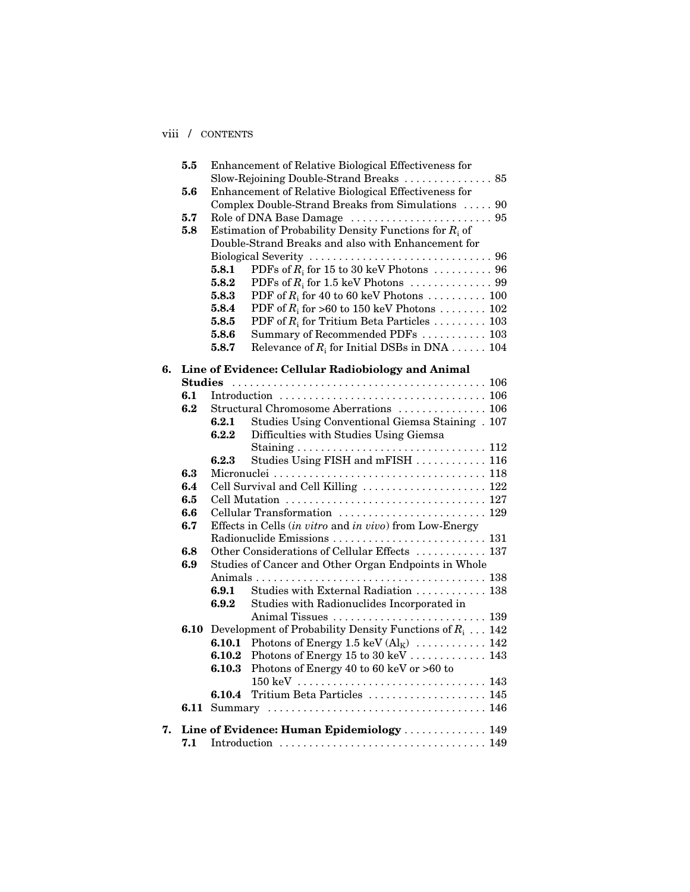| | | | |
|---|---|---|---|
| **5.5** | Enhancement of Relative Biological Effectiveness for Slow-Rejoining Double-Strand Breaks | | 85 |
| **5.6** | Enhancement of Relative Biological Effectiveness for Complex Double-Strand Breaks from Simulations | | 90 |
| **5.7** | Role of DNA Base Damage | | 95 |
| **5.8** | Estimation of Probability Density Functions for $R_i$ of Double-Strand Breaks and also with Enhancement for Biological Severity | | 96 |
| | **5.8.1** | PDFs of $R_i$ for 15 to 30 keV Photons | 96 |
| | **5.8.2** | PDFs of $R_i$ for 1.5 keV Photons | 99 |
| | **5.8.3** | PDF of $R_i$ for 40 to 60 keV Photons | 100 |
| | **5.8.4** | PDF of $R_i$ for >60 to 150 keV Photons | 102 |
| | **5.8.5** | PDF of $R_i$ for Tritium Beta Particles | 103 |
| | **5.8.6** | Summary of Recommended PDFs | 103 |
| | **5.8.7** | Relevance of $R_i$ for Initial DSBs in DNA | 104 |

**6. Line of Evidence: Cellular Radiobiology and Animal Studies** ... 106

| | | | |
|---|---|---|---|
| **6.1** | Introduction | | 106 |
| **6.2** | Structural Chromosome Aberrations | | 106 |
| | **6.2.1** | Studies Using Conventional Giemsa Staining | 107 |
| | **6.2.2** | Difficulties with Studies Using Giemsa Staining | 112 |
| | **6.2.3** | Studies Using FISH and mFISH | 116 |
| **6.3** | Micronuclei | | 118 |
| **6.4** | Cell Survival and Cell Killing | | 122 |
| **6.5** | Cell Mutation | | 127 |
| **6.6** | Cellular Transformation | | 129 |
| **6.7** | Effects in Cells (*in vitro* and *in vivo*) from Low-Energy Radionuclide Emissions | | 131 |
| **6.8** | Other Considerations of Cellular Effects | | 137 |
| **6.9** | Studies of Cancer and Other Organ Endpoints in Whole Animals | | 138 |
| | **6.9.1** | Studies with External Radiation | 138 |
| | **6.9.2** | Studies with Radionuclides Incorporated in Animal Tissues | 139 |
| **6.10** | Development of Probability Density Functions of $R_i$ | | 142 |
| | **6.10.1** | Photons of Energy 1.5 keV ($Al_K$) | 142 |
| | **6.10.2** | Photons of Energy 15 to 30 keV | 143 |
| | **6.10.3** | Photons of Energy 40 to 60 keV or >60 to 150 keV | 143 |
| | **6.10.4** | Tritium Beta Particles | 145 |
| **6.11** | Summary | | 146 |

**7. Line of Evidence: Human Epidemiology** ... 149

| | | | |
|---|---|---|---|
| **7.1** | Introduction | | 149 |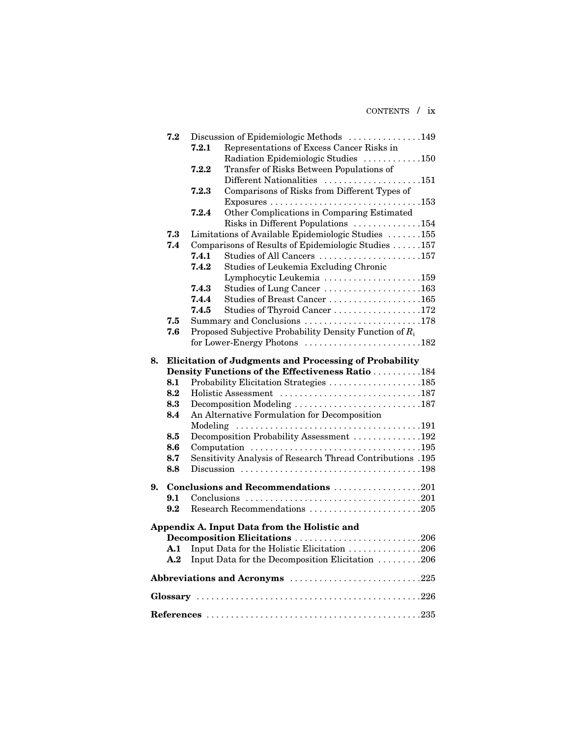- **7.2** Discussion of Epidemiologic Methods ...............149
  - **7.2.1** Representations of Excess Cancer Risks in Radiation Epidemiologic Studies ............150
  - **7.2.2** Transfer of Risks Between Populations of Different Nationalities ....................151
  - **7.2.3** Comparisons of Risks from Different Types of Exposures ...............................153
  - **7.2.4** Other Complications in Comparing Estimated Risks in Different Populations ..............154
- **7.3** Limitations of Available Epidemiologic Studies .......155
- **7.4** Comparisons of Results of Epidemiologic Studies ......157
  - **7.4.1** Studies of All Cancers .....................157
  - **7.4.2** Studies of Leukemia Excluding Chronic Lymphocytic Leukemia ....................159
  - **7.4.3** Studies of Lung Cancer ....................163
  - **7.4.4** Studies of Breast Cancer ...................165
  - **7.4.5** Studies of Thyroid Cancer ..................172
- **7.5** Summary and Conclusions ........................178
- **7.6** Proposed Subjective Probability Density Function of $R_i$ for Lower-Energy Photons ........................182

**8. Elicitation of Judgments and Processing of Probability Density Functions of the Effectiveness Ratio** ..........184

- **8.1** Probability Elicitation Strategies ...................185
- **8.2** Holistic Assessment .............................187
- **8.3** Decomposition Modeling ..........................187
- **8.4** An Alternative Formulation for Decomposition Modeling ......................................191
- **8.5** Decomposition Probability Assessment ..............192
- **8.6** Computation ...................................195
- **8.7** Sensitivity Analysis of Research Thread Contributions .195
- **8.8** Discussion .....................................198

**9. Conclusions and Recommendations** ..................201

- **9.1** Conclusions ....................................201
- **9.2** Research Recommendations .......................205

**Appendix A. Input Data from the Holistic and Decomposition Elicitations** ..........................206

- **A.1** Input Data for the Holistic Elicitation ...............206
- **A.2** Input Data for the Decomposition Elicitation .........206

**Abbreviations and Acronyms** ...........................225

**Glossary** ..............................................226

**References** ............................................235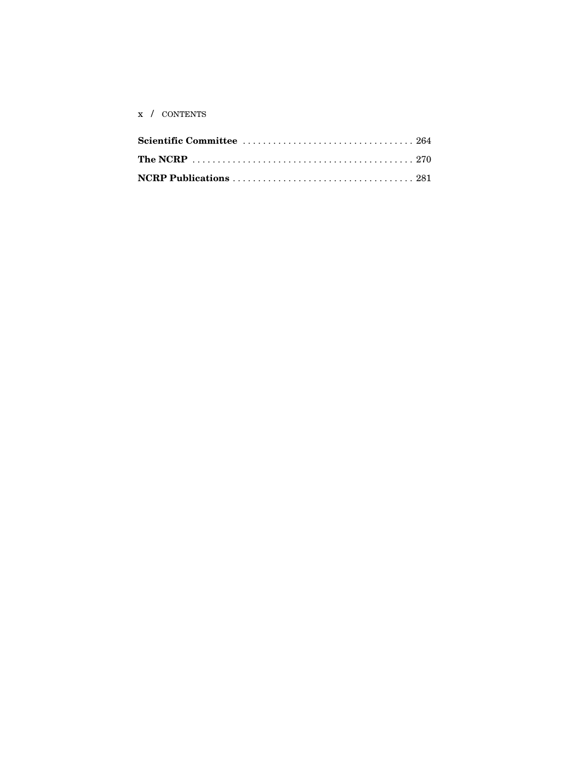**Scientific Committee** . . . . . . . . . . . . . . . . . . . . . . . . . . . . . . . . . . 264

**The NCRP** . . . . . . . . . . . . . . . . . . . . . . . . . . . . . . . . . . . . . . . . . . . 270

**NCRP Publications** . . . . . . . . . . . . . . . . . . . . . . . . . . . . . . . . . . . . 281